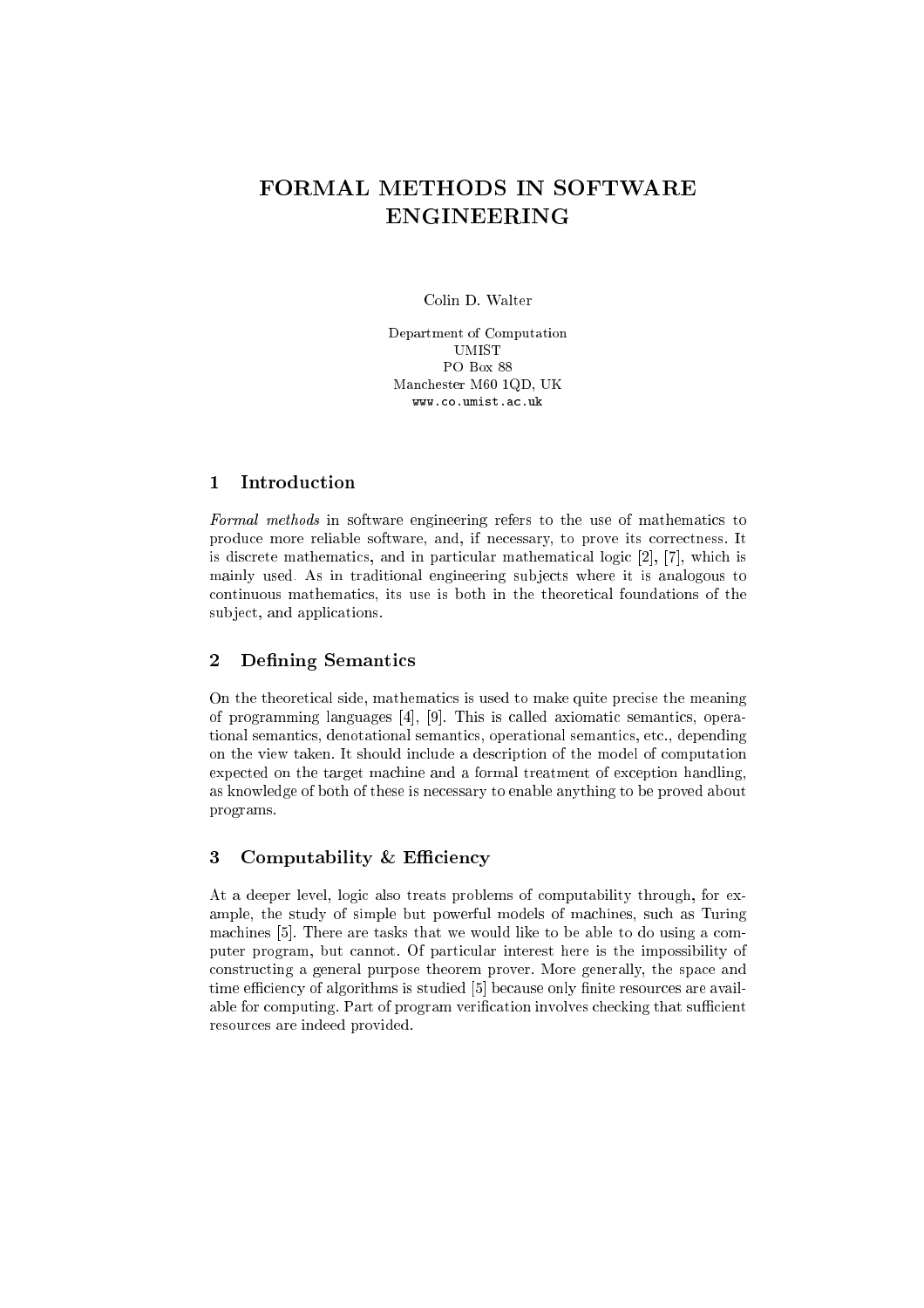# FORMAL METHODS IN SOFTWARE ENGINEERING

Colin D. Walter

Department of Computation
UMIST
PO Box 88
Manchester M60 1QD, UK
www.co.umist.ac.uk

## 1 Introduction

*Formal methods* in software engineering refers to the use of mathematics to produce more reliable software, and, if necessary, to prove its correctness. It is discrete mathematics, and in particular mathematical logic [2], [7], which is mainly used. As in traditional engineering subjects where it is analogous to continuous mathematics, its use is both in the theoretical foundations of the subject, and applications.

## 2 Defining Semantics

On the theoretical side, mathematics is used to make quite precise the meaning of programming languages [4], [9]. This is called axiomatic semantics, operational semantics, denotational semantics, operational semantics, etc., depending on the view taken. It should include a description of the model of computation expected on the target machine and a formal treatment of exception handling, as knowledge of both of these is necessary to enable anything to be proved about programs.

## 3 Computability & Efficiency

At a deeper level, logic also treats problems of computability through, for example, the study of simple but powerful models of machines, such as Turing machines [5]. There are tasks that we would like to be able to do using a computer program, but cannot. Of particular interest here is the impossibility of constructing a general purpose theorem prover. More generally, the space and time efficiency of algorithms is studied [5] because only finite resources are available for computing. Part of program verification involves checking that sufficient resources are indeed provided.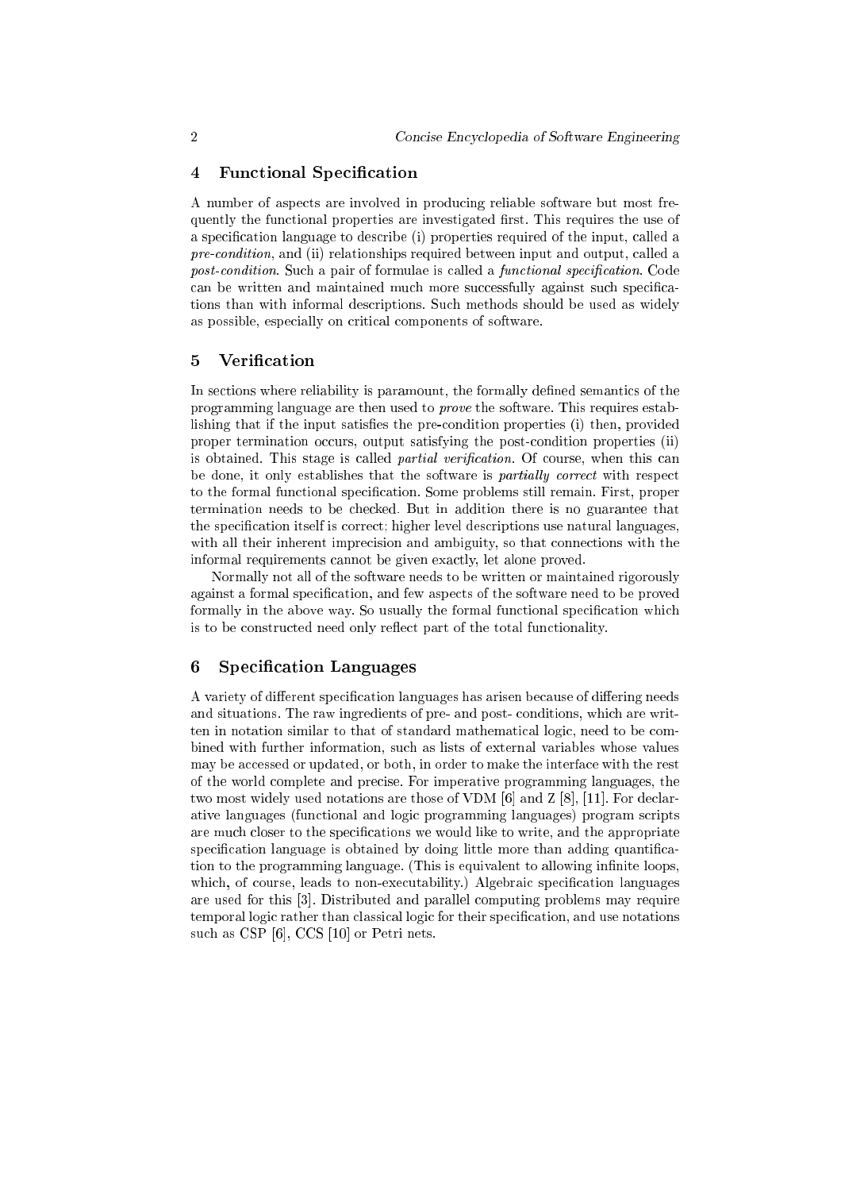## 4 Functional Specification

A number of aspects are involved in producing reliable software but most frequently the functional properties are investigated first. This requires the use of a specification language to describe (i) properties required of the input, called a *pre-condition*, and (ii) relationships required between input and output, called a *post-condition*. Such a pair of formulae is called a *functional specification*. Code can be written and maintained much more successfully against such specifications than with informal descriptions. Such methods should be used as widely as possible, especially on critical components of software.

## 5 Verification

In sections where reliability is paramount, the formally defined semantics of the programming language are then used to *prove* the software. This requires establishing that if the input satisfies the pre-condition properties (i) then, provided proper termination occurs, output satisfying the post-condition properties (ii) is obtained. This stage is called *partial verification*. Of course, when this can be done, it only establishes that the software is *partially correct* with respect to the formal functional specification. Some problems still remain. First, proper termination needs to be checked. But in addition there is no guarantee that the specification itself is correct; higher level descriptions use natural languages, with all their inherent imprecision and ambiguity, so that connections with the informal requirements cannot be given exactly, let alone proved.

Normally not all of the software needs to be written or maintained rigorously against a formal specification, and few aspects of the software need to be proved formally in the above way. So usually the formal functional specification which is to be constructed need only reflect part of the total functionality.

## 6 Specification Languages

A variety of different specification languages has arisen because of differing needs and situations. The raw ingredients of pre- and post- conditions, which are written in notation similar to that of standard mathematical logic, need to be combined with further information, such as lists of external variables whose values may be accessed or updated, or both, in order to make the interface with the rest of the world complete and precise. For imperative programming languages, the two most widely used notations are those of VDM [6] and Z [8], [11]. For declarative languages (functional and logic programming languages) program scripts are much closer to the specifications we would like to write, and the appropriate specification language is obtained by doing little more than adding quantification to the programming language. (This is equivalent to allowing infinite loops, which, of course, leads to non-executability.) Algebraic specification languages are used for this [3]. Distributed and parallel computing problems may require temporal logic rather than classical logic for their specification, and use notations such as CSP [6], CCS [10] or Petri nets.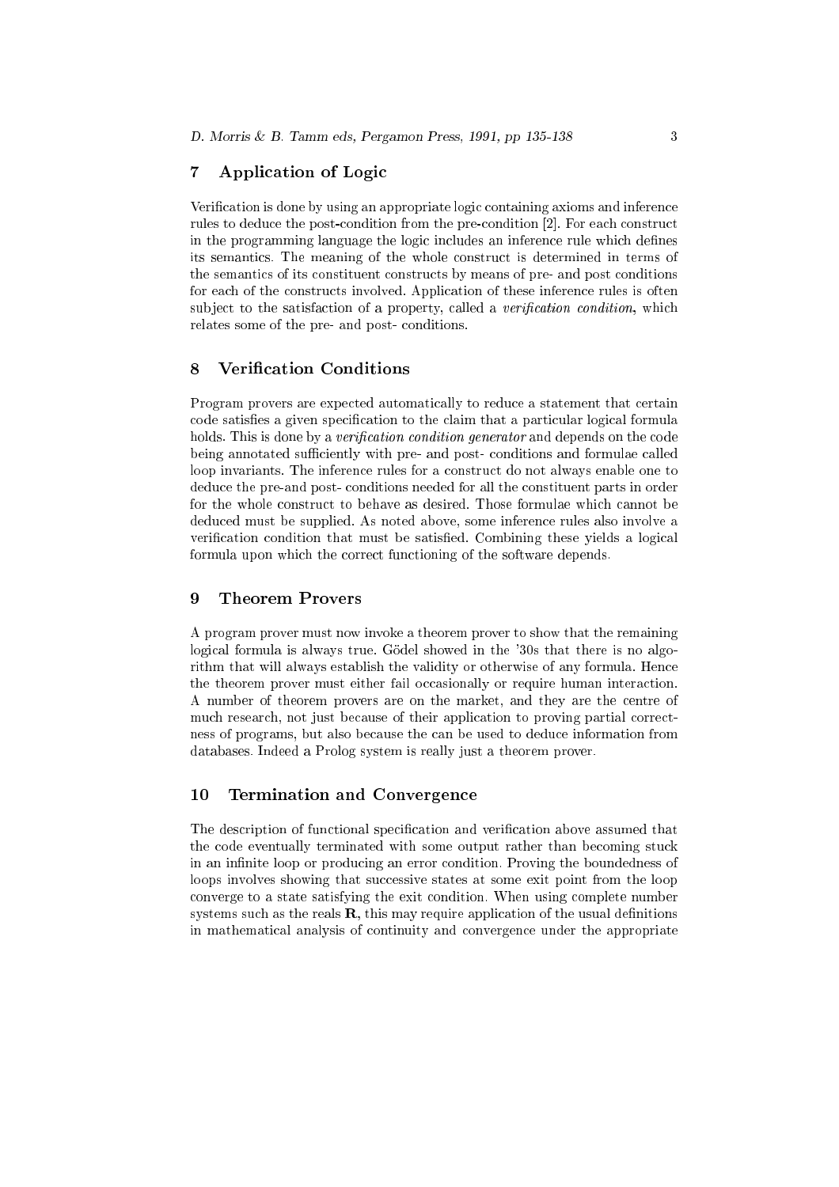## 7 Application of Logic

Verification is done by using an appropriate logic containing axioms and inference rules to deduce the post-condition from the pre-condition [2]. For each construct in the programming language the logic includes an inference rule which defines its semantics. The meaning of the whole construct is determined in terms of the semantics of its constituent constructs by means of pre- and post conditions for each of the constructs involved. Application of these inference rules is often subject to the satisfaction of a property, called a *verification condition*, which relates some of the pre- and post- conditions.

## 8 Verification Conditions

Program provers are expected automatically to reduce a statement that certain code satisfies a given specification to the claim that a particular logical formula holds. This is done by a *verification condition generator* and depends on the code being annotated sufficiently with pre- and post- conditions and formulae called loop invariants. The inference rules for a construct do not always enable one to deduce the pre-and post- conditions needed for all the constituent parts in order for the whole construct to behave as desired. Those formulae which cannot be deduced must be supplied. As noted above, some inference rules also involve a verification condition that must be satisfied. Combining these yields a logical formula upon which the correct functioning of the software depends.

## 9 Theorem Provers

A program prover must now invoke a theorem prover to show that the remaining logical formula is always true. Gödel showed in the '30s that there is no algorithm that will always establish the validity or otherwise of any formula. Hence the theorem prover must either fail occasionally or require human interaction. A number of theorem provers are on the market, and they are the centre of much research, not just because of their application to proving partial correctness of programs, but also because the can be used to deduce information from databases. Indeed a Prolog system is really just a theorem prover.

## 10 Termination and Convergence

The description of functional specification and verification above assumed that the code eventually terminated with some output rather than becoming stuck in an infinite loop or producing an error condition. Proving the boundedness of loops involves showing that successive states at some exit point from the loop converge to a state satisfying the exit condition. When using complete number systems such as the reals $\mathbf{R}$, this may require application of the usual definitions in mathematical analysis of continuity and convergence under the appropriate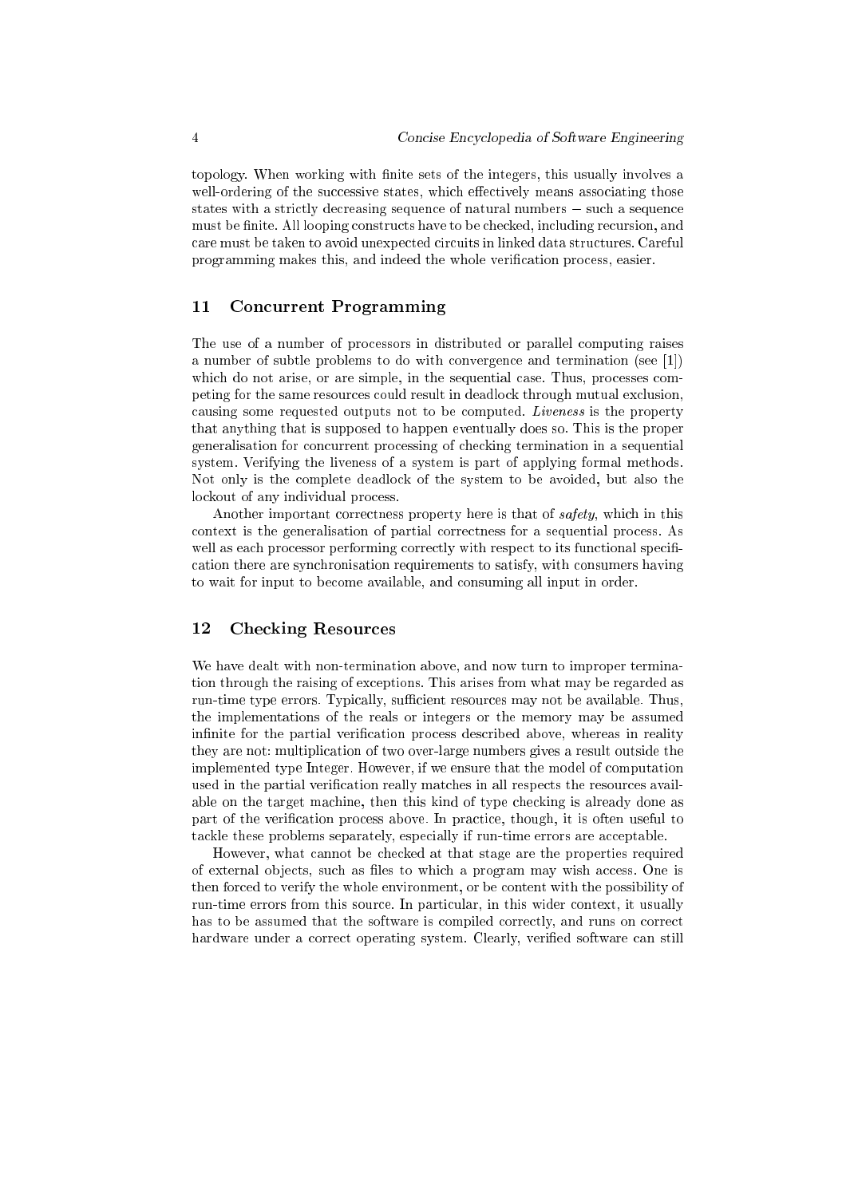topology. When working with finite sets of the integers, this usually involves a well-ordering of the successive states, which effectively means associating those states with a strictly decreasing sequence of natural numbers – such a sequence must be finite. All looping constructs have to be checked, including recursion, and care must be taken to avoid unexpected circuits in linked data structures. Careful programming makes this, and indeed the whole verification process, easier.

## 11 Concurrent Programming

The use of a number of processors in distributed or parallel computing raises a number of subtle problems to do with convergence and termination (see [1]) which do not arise, or are simple, in the sequential case. Thus, processes competing for the same resources could result in deadlock through mutual exclusion, causing some requested outputs not to be computed. *Liveness* is the property that anything that is supposed to happen eventually does so. This is the proper generalisation for concurrent processing of checking termination in a sequential system. Verifying the liveness of a system is part of applying formal methods. Not only is the complete deadlock of the system to be avoided, but also the lockout of any individual process.

Another important correctness property here is that of *safety*, which in this context is the generalisation of partial correctness for a sequential process. As well as each processor performing correctly with respect to its functional specification there are synchronisation requirements to satisfy, with consumers having to wait for input to become available, and consuming all input in order.

## 12 Checking Resources

We have dealt with non-termination above, and now turn to improper termination through the raising of exceptions. This arises from what may be regarded as run-time type errors. Typically, sufficient resources may not be available. Thus, the implementations of the reals or integers or the memory may be assumed infinite for the partial verification process described above, whereas in reality they are not: multiplication of two over-large numbers gives a result outside the implemented type Integer. However, if we ensure that the model of computation used in the partial verification really matches in all respects the resources available on the target machine, then this kind of type checking is already done as part of the verification process above. In practice, though, it is often useful to tackle these problems separately, especially if run-time errors are acceptable.

However, what cannot be checked at that stage are the properties required of external objects, such as files to which a program may wish access. One is then forced to verify the whole environment, or be content with the possibility of run-time errors from this source. In particular, in this wider context, it usually has to be assumed that the software is compiled correctly, and runs on correct hardware under a correct operating system. Clearly, verified software can still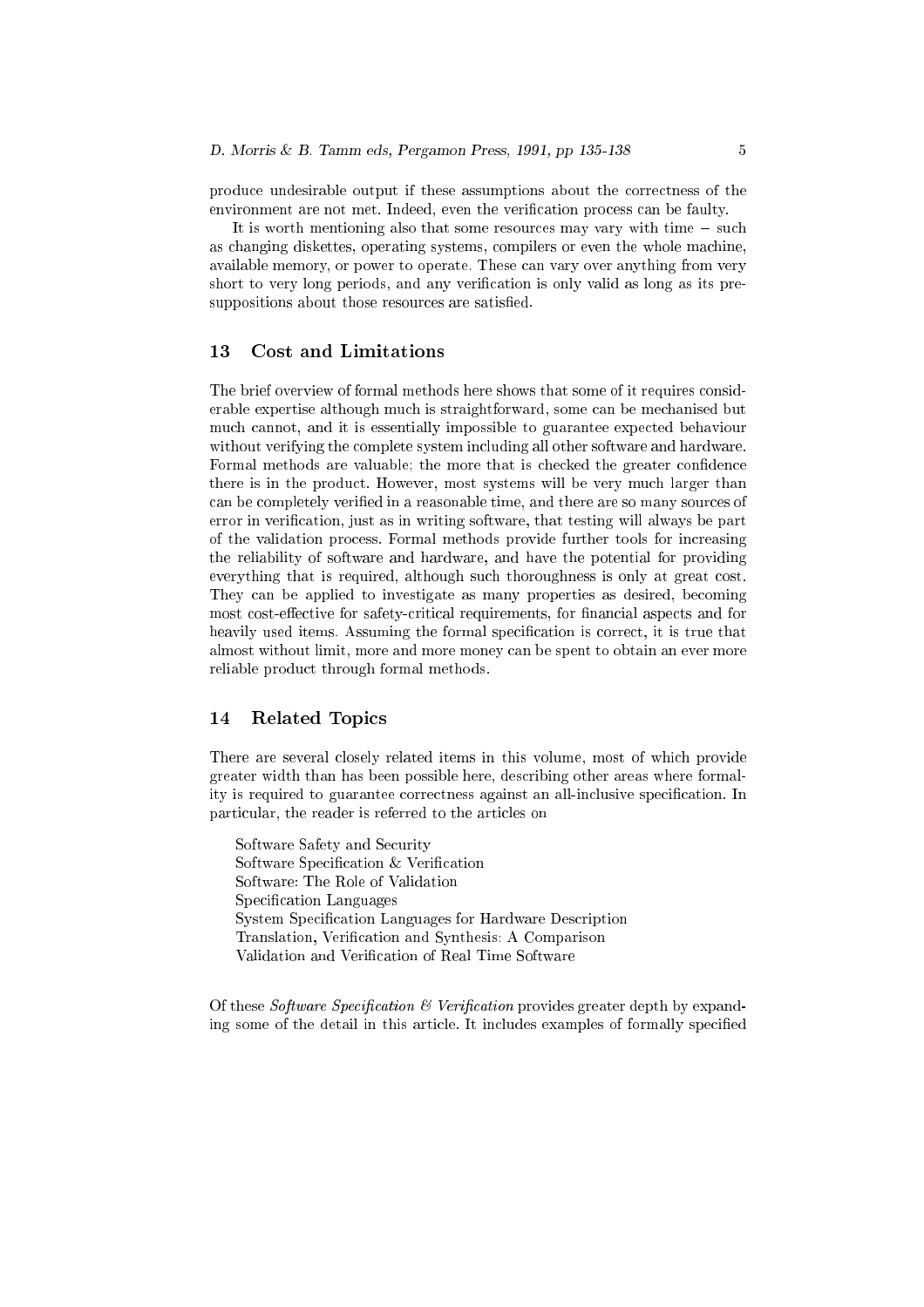produce undesirable output if these assumptions about the correctness of the environment are not met. Indeed, even the verification process can be faulty.

It is worth mentioning also that some resources may vary with time − such as changing diskettes, operating systems, compilers or even the whole machine, available memory, or power to operate. These can vary over anything from very short to very long periods, and any verification is only valid as long as its presuppositions about those resources are satisfied.

## 13 Cost and Limitations

The brief overview of formal methods here shows that some of it requires considerable expertise although much is straightforward, some can be mechanised but much cannot, and it is essentially impossible to guarantee expected behaviour without verifying the complete system including all other software and hardware. Formal methods are valuable; the more that is checked the greater confidence there is in the product. However, most systems will be very much larger than can be completely verified in a reasonable time, and there are so many sources of error in verification, just as in writing software, that testing will always be part of the validation process. Formal methods provide further tools for increasing the reliability of software and hardware, and have the potential for providing everything that is required, although such thoroughness is only at great cost. They can be applied to investigate as many properties as desired, becoming most cost-effective for safety-critical requirements, for financial aspects and for heavily used items. Assuming the formal specification is correct, it is true that almost without limit, more and more money can be spent to obtain an ever more reliable product through formal methods.

## 14 Related Topics

There are several closely related items in this volume, most of which provide greater width than has been possible here, describing other areas where formality is required to guarantee correctness against an all-inclusive specification. In particular, the reader is referred to the articles on

Software Safety and Security
Software Specification & Verification
Software: The Role of Validation
Specification Languages
System Specification Languages for Hardware Description
Translation, Verification and Synthesis: A Comparison
Validation and Verification of Real Time Software

Of these *Software Specification & Verification* provides greater depth by expanding some of the detail in this article. It includes examples of formally specified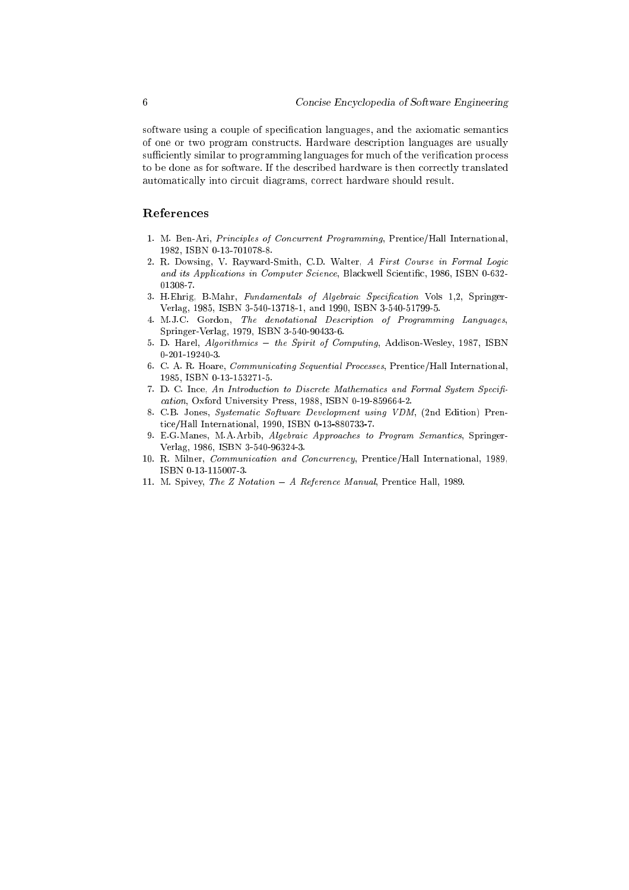software using a couple of specification languages, and the axiomatic semantics of one or two program constructs. Hardware description languages are usually sufficiently similar to programming languages for much of the verification process to be done as for software. If the described hardware is then correctly translated automatically into circuit diagrams, correct hardware should result.

## References

1. M. Ben-Ari, *Principles of Concurrent Programming*, Prentice/Hall International, 1982, ISBN 0-13-701078-8.
2. R. Dowsing, V. Rayward-Smith, C.D. Walter, *A First Course in Formal Logic and its Applications in Computer Science*, Blackwell Scientific, 1986, ISBN 0-632-01308-7.
3. H.Ehrig, B.Mahr, *Fundamentals of Algebraic Specification* Vols 1,2, Springer-Verlag, 1985, ISBN 3-540-13718-1, and 1990, ISBN 3-540-51799-5.
4. M.J.C. Gordon, *The denotational Description of Programming Languages*, Springer-Verlag, 1979, ISBN 3-540-90433-6.
5. D. Harel, *Algorithmics – the Spirit of Computing*, Addison-Wesley, 1987, ISBN 0-201-19240-3.
6. C. A. R. Hoare, *Communicating Sequential Processes*, Prentice/Hall International, 1985, ISBN 0-13-153271-5.
7. D. C. Ince, *An Introduction to Discrete Mathematics and Formal System Specification*, Oxford University Press, 1988, ISBN 0-19-859664-2.
8. C.B. Jones, *Systematic Software Development using VDM*, (2nd Edition) Prentice/Hall International, 1990, ISBN 0-13-880733-7.
9. E.G.Manes, M.A.Arbib, *Algebraic Approaches to Program Semantics*, Springer-Verlag, 1986, ISBN 3-540-96324-3.
10. R. Milner, *Communication and Concurrency*, Prentice/Hall International, 1989, ISBN 0-13-115007-3.
11. M. Spivey, *The Z Notation – A Reference Manual*, Prentice Hall, 1989.